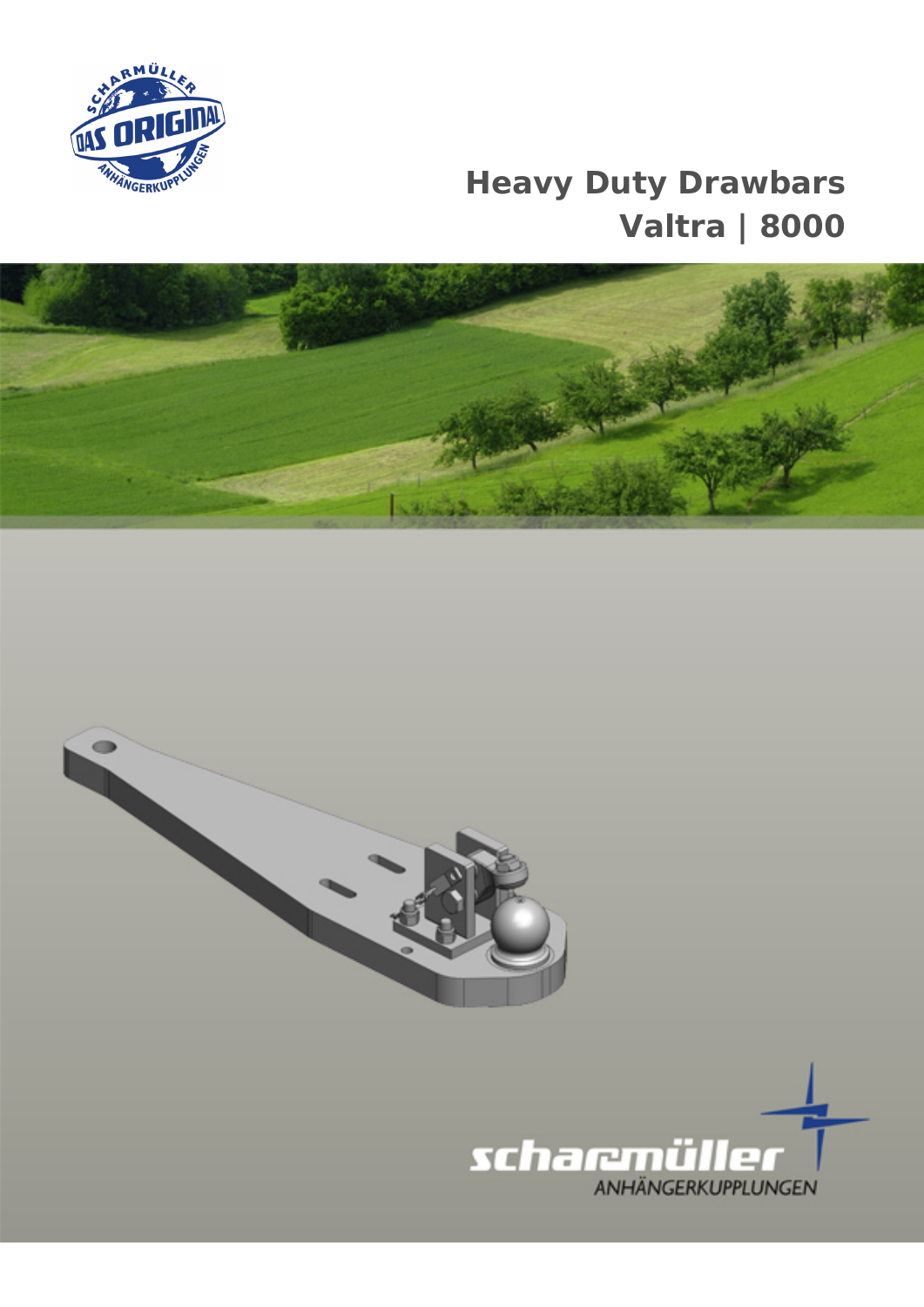# Heavy Duty Drawbars
# Valtra | 8000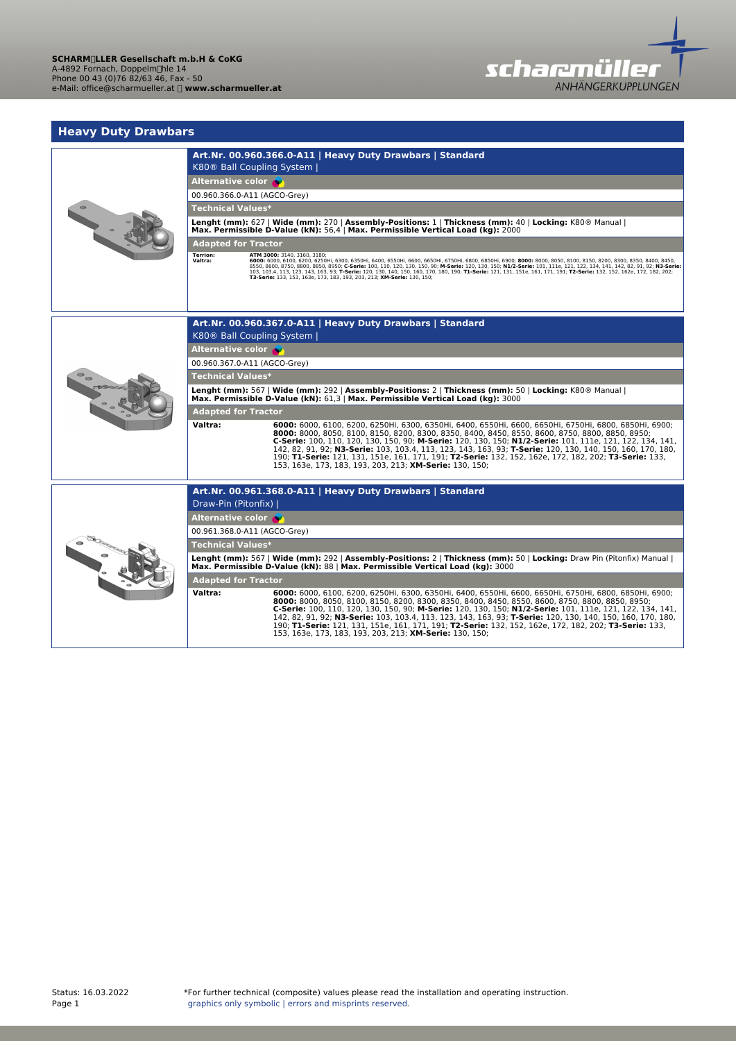## Heavy Duty Drawbars

### Art.Nr. 00.960.366.0-A11 | Heavy Duty Drawbars | Standard

K80® Ball Coupling System |

**Alternative color**

00.960.366.0-A11 (AGCO-Grey)

**Technical Values***

**Lenght (mm):** 627 | **Wide (mm):** 270 | **Assembly-Positions:** 1 | **Thickness (mm):** 40 | **Locking:** K80® Manual | **Max. Permissible D-Value (kN):** 56,4 | **Max. Permissible Vertical Load (kg):** 2000

**Adapted for Tractor**

**Terrion:** **ATM 3000:** 3140, 3160, 3180;

**Valtra:** **6000:** 6000, 6100, 6200, 6250Hi, 6300, 6350Hi, 6400, 6550Hi, 6600, 6650Hi, 6750Hi, 6800, 6850Hi, 6900; **8000:** 8000, 8050, 8100, 8150, 8200, 8300, 8350, 8400, 8450, 8550, 8600, 8750, 8800, 8850, 8950; **C-Serie:** 100, 110, 120, 130, 150, 90; **M-Serie:** 120, 130, 150; **N1/2-Serie:** 101, 111e, 121, 122, 134, 141, 142, 82, 91, 92; **N3-Serie:** 103, 103.4, 113, 123, 143, 163, 93; **T-Serie:** 120, 130, 140, 150, 160, 170, 180, 190; **T1-Serie:** 121, 131, 151e, 161, 171, 191; **T2-Serie:** 132, 152, 162e, 172, 182, 202; **T3-Serie:** 133, 153, 163e, 173, 183, 193, 203, 213; **XM-Serie:** 130, 150;

### Art.Nr. 00.960.367.0-A11 | Heavy Duty Drawbars | Standard

K80® Ball Coupling System |

**Alternative color**

00.960.367.0-A11 (AGCO-Grey)

**Technical Values***

**Lenght (mm):** 567 | **Wide (mm):** 292 | **Assembly-Positions:** 2 | **Thickness (mm):** 50 | **Locking:** K80® Manual | **Max. Permissible D-Value (kN):** 61,3 | **Max. Permissible Vertical Load (kg):** 3000

**Adapted for Tractor**

**Valtra:** **6000:** 6000, 6100, 6200, 6250Hi, 6300, 6350Hi, 6400, 6550Hi, 6600, 6650Hi, 6750Hi, 6800, 6850Hi, 6900; **8000:** 8000, 8050, 8100, 8150, 8200, 8300, 8350, 8400, 8450, 8550, 8600, 8750, 8800, 8850, 8950; **C-Serie:** 100, 110, 120, 130, 150, 90; **M-Serie:** 120, 130, 150; **N1/2-Serie:** 101, 111e, 121, 122, 134, 141, 142, 82, 91, 92; **N3-Serie:** 103, 103.4, 113, 123, 143, 163, 93; **T-Serie:** 120, 130, 140, 150, 160, 170, 180, 190; **T1-Serie:** 121, 131, 151e, 161, 171, 191; **T2-Serie:** 132, 152, 162e, 172, 182, 202; **T3-Serie:** 133, 153, 163e, 173, 183, 193, 203, 213; **XM-Serie:** 130, 150;

### Art.Nr. 00.961.368.0-A11 | Heavy Duty Drawbars | Standard

Draw-Pin (Pitonfix) |

**Alternative color**

00.961.368.0-A11 (AGCO-Grey)

**Technical Values***

**Lenght (mm):** 567 | **Wide (mm):** 292 | **Assembly-Positions:** 2 | **Thickness (mm):** 50 | **Locking:** Draw Pin (Pitonfix) Manual | **Max. Permissible D-Value (kN):** 88 | **Max. Permissible Vertical Load (kg):** 3000

**Adapted for Tractor**

**Valtra:** **6000:** 6000, 6100, 6200, 6250Hi, 6300, 6350Hi, 6400, 6550Hi, 6600, 6650Hi, 6750Hi, 6800, 6850Hi, 6900; **8000:** 8000, 8050, 8100, 8150, 8200, 8300, 8350, 8400, 8450, 8550, 8600, 8750, 8800, 8850, 8950; **C-Serie:** 100, 110, 120, 130, 150, 90; **M-Serie:** 120, 130, 150; **N1/2-Serie:** 101, 111e, 121, 122, 134, 141, 142, 82, 91, 92; **N3-Serie:** 103, 103.4, 113, 123, 143, 163, 93; **T-Serie:** 120, 130, 140, 150, 160, 170, 180, 190; **T1-Serie:** 121, 131, 151e, 161, 171, 191; **T2-Serie:** 132, 152, 162e, 172, 182, 202; **T3-Serie:** 133, 153, 163e, 173, 183, 193, 203, 213; **XM-Serie:** 130, 150;

Status: 16.03.2022

*For further technical (composite) values please read the installation and operating instruction.
graphics only symbolic | errors and misprints reserved.